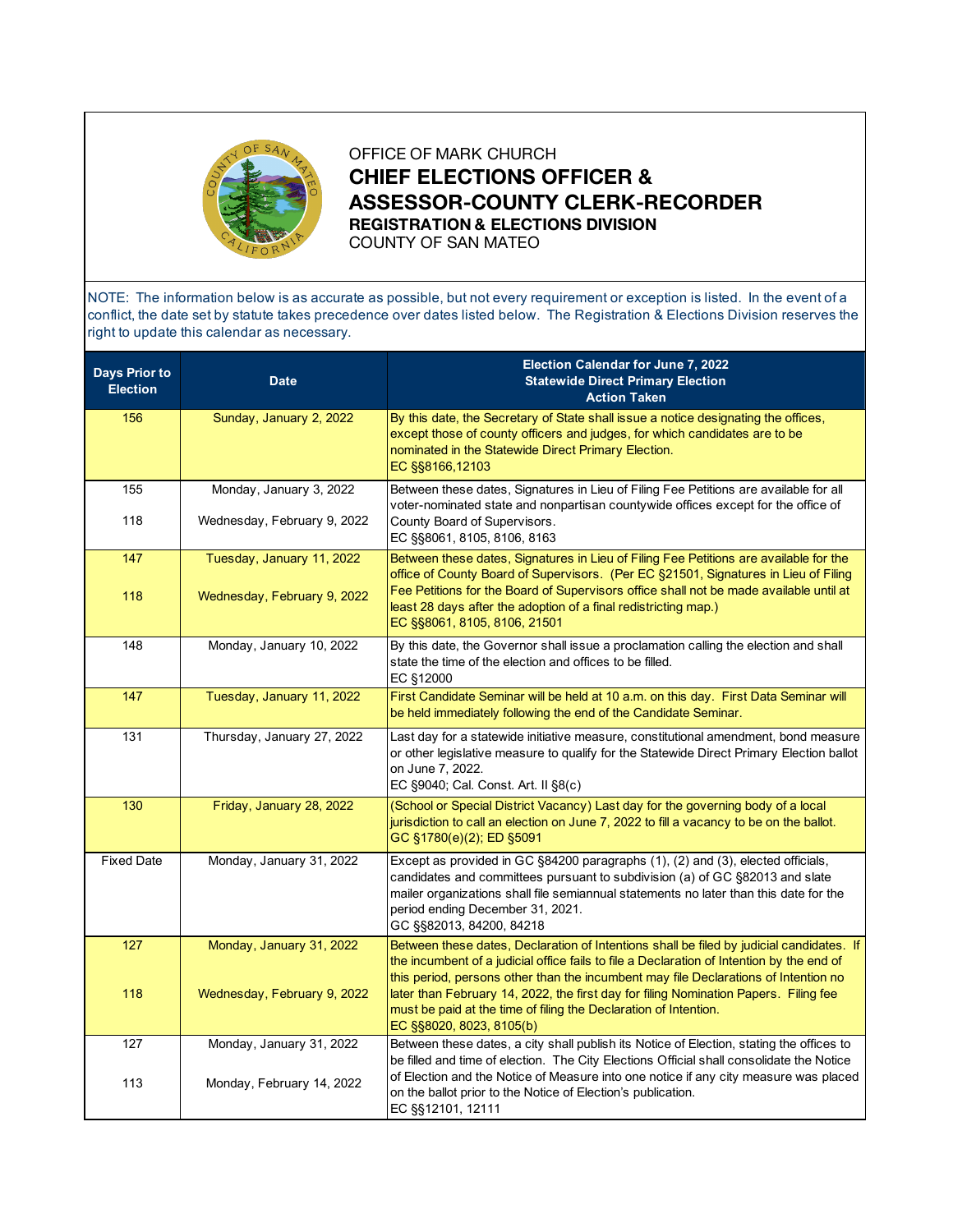OFFICE OF MARK CHURCH

# CHIEF ELECTIONS OFFICER & ASSESSOR-COUNTY CLERK-RECORDER

## REGISTRATION & ELECTIONS DIVISION

COUNTY OF SAN MATEO

NOTE: The information below is as accurate as possible, but not every requirement or exception is listed. In the event of a conflict, the date set by statute takes precedence over dates listed below. The Registration & Elections Division reserves the right to update this calendar as necessary.

| Days Prior to Election | Date | Election Calendar for June 7, 2022 Statewide Direct Primary Election Action Taken |
|---|---|---|
| 156 | Sunday, January 2, 2022 | By this date, the Secretary of State shall issue a notice designating the offices, except those of county officers and judges, for which candidates are to be nominated in the Statewide Direct Primary Election. EC §§8166,12103 |
| 155<br>118 | Monday, January 3, 2022<br>Wednesday, February 9, 2022 | Between these dates, Signatures in Lieu of Filing Fee Petitions are available for all voter-nominated state and nonpartisan countywide offices except for the office of County Board of Supervisors. EC §§8061, 8105, 8106, 8163 |
| 147<br>118 | Tuesday, January 11, 2022<br>Wednesday, February 9, 2022 | Between these dates, Signatures in Lieu of Filing Fee Petitions are available for the office of County Board of Supervisors. (Per EC §21501, Signatures in Lieu of Filing Fee Petitions for the Board of Supervisors office shall not be made available until at least 28 days after the adoption of a final redistricting map.) EC §§8061, 8105, 8106, 21501 |
| 148 | Monday, January 10, 2022 | By this date, the Governor shall issue a proclamation calling the election and shall state the time of the election and offices to be filled. EC §12000 |
| 147 | Tuesday, January 11, 2022 | First Candidate Seminar will be held at 10 a.m. on this day. First Data Seminar will be held immediately following the end of the Candidate Seminar. |
| 131 | Thursday, January 27, 2022 | Last day for a statewide initiative measure, constitutional amendment, bond measure or other legislative measure to qualify for the Statewide Direct Primary Election ballot on June 7, 2022. EC §9040; Cal. Const. Art. II §8(c) |
| 130 | Friday, January 28, 2022 | (School or Special District Vacancy) Last day for the governing body of a local jurisdiction to call an election on June 7, 2022 to fill a vacancy to be on the ballot. GC §1780(e)(2); ED §5091 |
| Fixed Date | Monday, January 31, 2022 | Except as provided in GC §84200 paragraphs (1), (2) and (3), elected officials, candidates and committees pursuant to subdivision (a) of GC §82013 and slate mailer organizations shall file semiannual statements no later than this date for the period ending December 31, 2021. GC §§82013, 84200, 84218 |
| 127<br>118 | Monday, January 31, 2022<br>Wednesday, February 9, 2022 | Between these dates, Declaration of Intentions shall be filed by judicial candidates. If the incumbent of a judicial office fails to file a Declaration of Intention by the end of this period, persons other than the incumbent may file Declarations of Intention no later than February 14, 2022, the first day for filing Nomination Papers. Filing fee must be paid at the time of filing the Declaration of Intention. EC §§8020, 8023, 8105(b) |
| 127<br>113 | Monday, January 31, 2022<br>Monday, February 14, 2022 | Between these dates, a city shall publish its Notice of Election, stating the offices to be filled and time of election. The City Elections Official shall consolidate the Notice of Election and the Notice of Measure into one notice if any city measure was placed on the ballot prior to the Notice of Election's publication. EC §§12101, 12111 |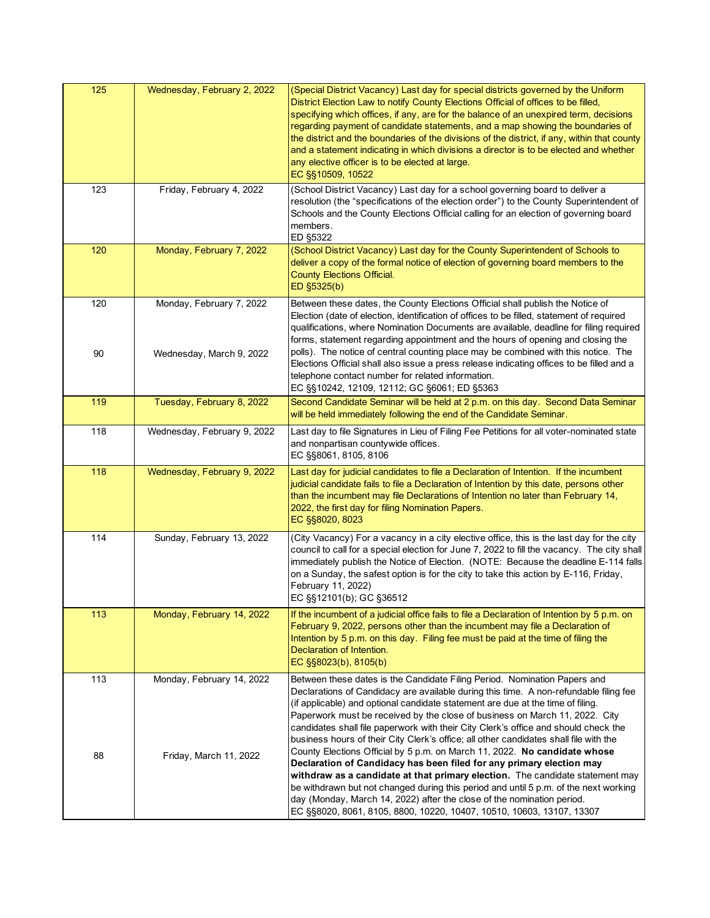| | | |
|---|---|---|
| 125 | Wednesday, February 2, 2022 | (Special District Vacancy) Last day for special districts governed by the Uniform District Election Law to notify County Elections Official of offices to be filled, specifying which offices, if any, are for the balance of an unexpired term, decisions regarding payment of candidate statements, and a map showing the boundaries of the district and the boundaries of the divisions of the district, if any, within that county and a statement indicating in which divisions a director is to be elected and whether any elective officer is to be elected at large.<br>EC §§10509, 10522 |
| 123 | Friday, February 4, 2022 | (School District Vacancy) Last day for a school governing board to deliver a resolution (the "specifications of the election order") to the County Superintendent of Schools and the County Elections Official calling for an election of governing board members.<br>ED §5322 |
| 120 | Monday, February 7, 2022 | (School District Vacancy) Last day for the County Superintendent of Schools to deliver a copy of the formal notice of election of governing board members to the County Elections Official.<br>ED §5325(b) |
| 120<br><br>90 | Monday, February 7, 2022<br><br>Wednesday, March 9, 2022 | Between these dates, the County Elections Official shall publish the Notice of Election (date of election, identification of offices to be filled, statement of required qualifications, where Nomination Documents are available, deadline for filing required forms, statement regarding appointment and the hours of opening and closing the polls). The notice of central counting place may be combined with this notice. The Elections Official shall also issue a press release indicating offices to be filled and a telephone contact number for related information.<br>EC §§10242, 12109, 12112; GC §6061; ED §5363 |
| 119 | Tuesday, February 8, 2022 | Second Candidate Seminar will be held at 2 p.m. on this day. Second Data Seminar will be held immediately following the end of the Candidate Seminar. |
| 118 | Wednesday, February 9, 2022 | Last day to file Signatures in Lieu of Filing Fee Petitions for all voter-nominated state and nonpartisan countywide offices.<br>EC §§8061, 8105, 8106 |
| 118 | Wednesday, February 9, 2022 | Last day for judicial candidates to file a Declaration of Intention. If the incumbent judicial candidate fails to file a Declaration of Intention by this date, persons other than the incumbent may file Declarations of Intention no later than February 14, 2022, the first day for filing Nomination Papers.<br>EC §§8020, 8023 |
| 114 | Sunday, February 13, 2022 | (City Vacancy) For a vacancy in a city elective office, this is the last day for the city council to call for a special election for June 7, 2022 to fill the vacancy. The city shall immediately publish the Notice of Election. (NOTE: Because the deadline E-114 falls on a Sunday, the safest option is for the city to take this action by E-116, Friday, February 11, 2022)<br>EC §§12101(b); GC §36512 |
| 113 | Monday, February 14, 2022 | If the incumbent of a judicial office fails to file a Declaration of Intention by 5 p.m. on February 9, 2022, persons other than the incumbent may file a Declaration of Intention by 5 p.m. on this day. Filing fee must be paid at the time of filing the Declaration of Intention.<br>EC §§8023(b), 8105(b) |
| 113<br><br>88 | Monday, February 14, 2022<br><br>Friday, March 11, 2022 | Between these dates is the Candidate Filing Period. Nomination Papers and Declarations of Candidacy are available during this time. A non-refundable filing fee (if applicable) and optional candidate statement are due at the time of filing. Paperwork must be received by the close of business on March 11, 2022. City candidates shall file paperwork with their City Clerk's office and should check the business hours of their City Clerk's office; all other candidates shall file with the County Elections Official by 5 p.m. on March 11, 2022. **No candidate whose Declaration of Candidacy has been filed for any primary election may withdraw as a candidate at that primary election.** The candidate statement may be withdrawn but not changed during this period and until 5 p.m. of the next working day (Monday, March 14, 2022) after the close of the nomination period.<br>EC §§8020, 8061, 8105, 8800, 10220, 10407, 10510, 10603, 13107, 13307 |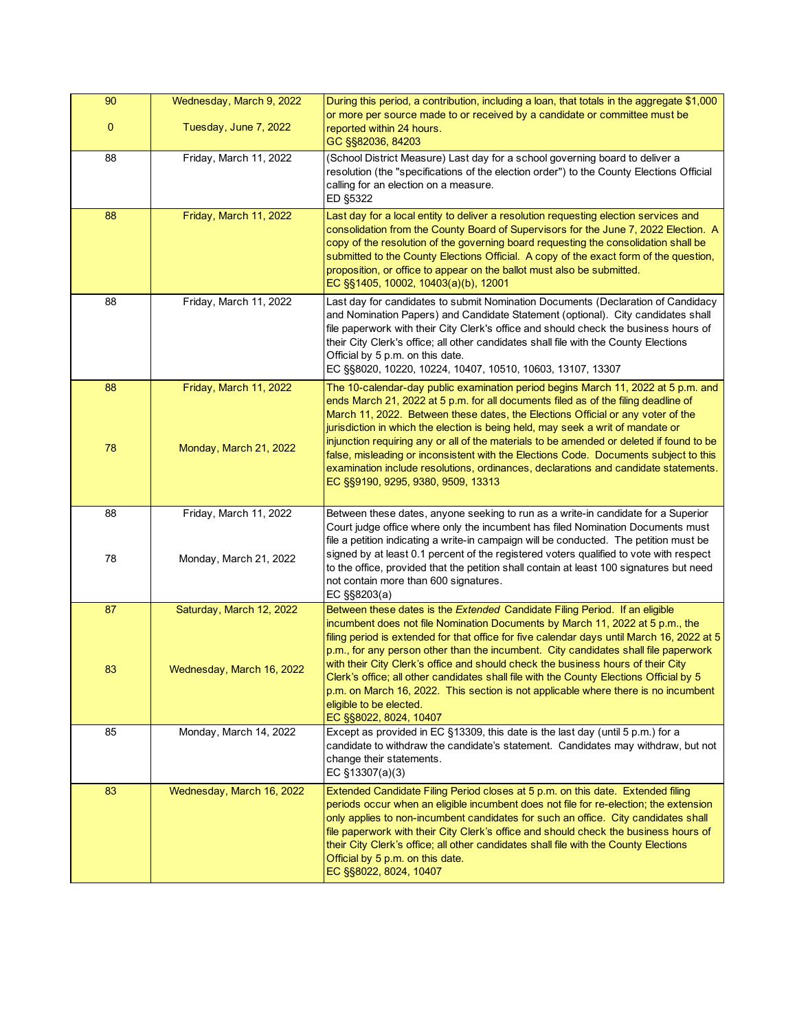| | | |
|---|---|---|
| 90<br><br>0 | Wednesday, March 9, 2022<br><br>Tuesday, June 7, 2022 | During this period, a contribution, including a loan, that totals in the aggregate $1,000 or more per source made to or received by a candidate or committee must be reported within 24 hours.<br>GC §§82036, 84203 |
| 88 | Friday, March 11, 2022 | (School District Measure) Last day for a school governing board to deliver a resolution (the "specifications of the election order") to the County Elections Official calling for an election on a measure.<br>ED §5322 |
| 88 | Friday, March 11, 2022 | Last day for a local entity to deliver a resolution requesting election services and consolidation from the County Board of Supervisors for the June 7, 2022 Election. A copy of the resolution of the governing board requesting the consolidation shall be submitted to the County Elections Official. A copy of the exact form of the question, proposition, or office to appear on the ballot must also be submitted.<br>EC §§1405, 10002, 10403(a)(b), 12001 |
| 88 | Friday, March 11, 2022 | Last day for candidates to submit Nomination Documents (Declaration of Candidacy and Nomination Papers) and Candidate Statement (optional). City candidates shall file paperwork with their City Clerk's office and should check the business hours of their City Clerk's office; all other candidates shall file with the County Elections Official by 5 p.m. on this date.<br>EC §§8020, 10220, 10224, 10407, 10510, 10603, 13107, 13307 |
| 88<br><br>78 | Friday, March 11, 2022<br><br>Monday, March 21, 2022 | The 10-calendar-day public examination period begins March 11, 2022 at 5 p.m. and ends March 21, 2022 at 5 p.m. for all documents filed as of the filing deadline of March 11, 2022. Between these dates, the Elections Official or any voter of the jurisdiction in which the election is being held, may seek a writ of mandate or injunction requiring any or all of the materials to be amended or deleted if found to be false, misleading or inconsistent with the Elections Code. Documents subject to this examination include resolutions, ordinances, declarations and candidate statements.<br>EC §§9190, 9295, 9380, 9509, 13313 |
| 88<br><br>78 | Friday, March 11, 2022<br><br>Monday, March 21, 2022 | Between these dates, anyone seeking to run as a write-in candidate for a Superior Court judge office where only the incumbent has filed Nomination Documents must file a petition indicating a write-in campaign will be conducted. The petition must be signed by at least 0.1 percent of the registered voters qualified to vote with respect to the office, provided that the petition shall contain at least 100 signatures but need not contain more than 600 signatures.<br>EC §§8203(a) |
| 87<br><br>83 | Saturday, March 12, 2022<br><br>Wednesday, March 16, 2022 | Between these dates is the *Extended* Candidate Filing Period. If an eligible incumbent does not file Nomination Documents by March 11, 2022 at 5 p.m., the filing period is extended for that office for five calendar days until March 16, 2022 at 5 p.m., for any person other than the incumbent. City candidates shall file paperwork with their City Clerk's office and should check the business hours of their City Clerk's office; all other candidates shall file with the County Elections Official by 5 p.m. on March 16, 2022. This section is not applicable where there is no incumbent eligible to be elected.<br>EC §§8022, 8024, 10407 |
| 85 | Monday, March 14, 2022 | Except as provided in EC §13309, this date is the last day (until 5 p.m.) for a candidate to withdraw the candidate's statement. Candidates may withdraw, but not change their statements.<br>EC §13307(a)(3) |
| 83 | Wednesday, March 16, 2022 | Extended Candidate Filing Period closes at 5 p.m. on this date. Extended filing periods occur when an eligible incumbent does not file for re-election; the extension only applies to non-incumbent candidates for such an office. City candidates shall file paperwork with their City Clerk's office and should check the business hours of their City Clerk's office; all other candidates shall file with the County Elections Official by 5 p.m. on this date.<br>EC §§8022, 8024, 10407 |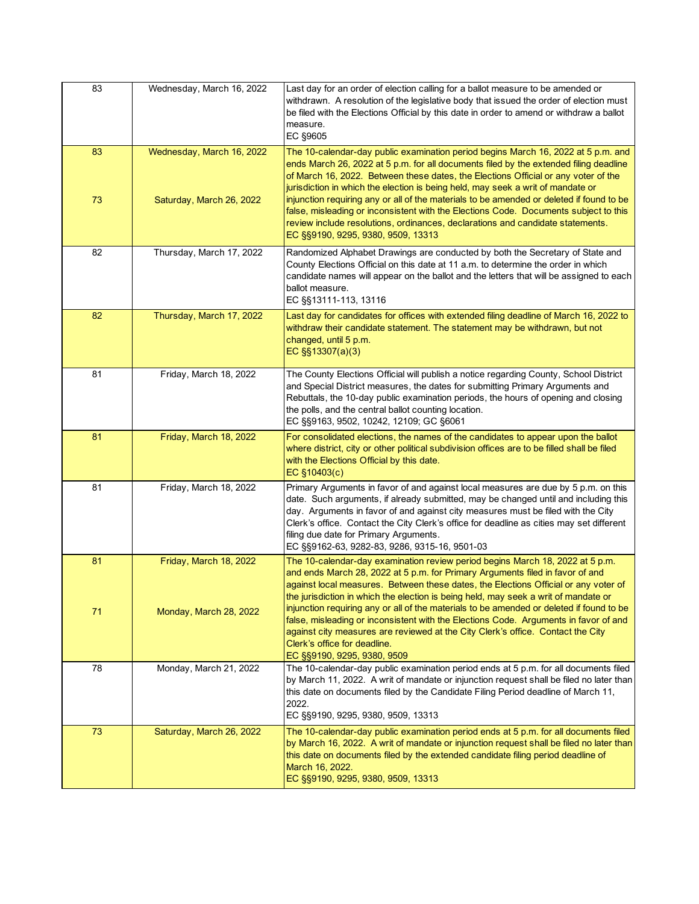| | | |
|---|---|---|
| 83 | Wednesday, March 16, 2022 | Last day for an order of election calling for a ballot measure to be amended or withdrawn. A resolution of the legislative body that issued the order of election must be filed with the Elections Official by this date in order to amend or withdraw a ballot measure.<br>EC §9605 |
| 83<br><br>73 | Wednesday, March 16, 2022<br><br>Saturday, March 26, 2022 | The 10-calendar-day public examination period begins March 16, 2022 at 5 p.m. and ends March 26, 2022 at 5 p.m. for all documents filed by the extended filing deadline of March 16, 2022. Between these dates, the Elections Official or any voter of the jurisdiction in which the election is being held, may seek a writ of mandate or injunction requiring any or all of the materials to be amended or deleted if found to be false, misleading or inconsistent with the Elections Code. Documents subject to this review include resolutions, ordinances, declarations and candidate statements.<br>EC §§9190, 9295, 9380, 9509, 13313 |
| 82 | Thursday, March 17, 2022 | Randomized Alphabet Drawings are conducted by both the Secretary of State and County Elections Official on this date at 11 a.m. to determine the order in which candidate names will appear on the ballot and the letters that will be assigned to each ballot measure.<br>EC §§13111-113, 13116 |
| 82 | Thursday, March 17, 2022 | Last day for candidates for offices with extended filing deadline of March 16, 2022 to withdraw their candidate statement. The statement may be withdrawn, but not changed, until 5 p.m.<br>EC §§13307(a)(3) |
| 81 | Friday, March 18, 2022 | The County Elections Official will publish a notice regarding County, School District and Special District measures, the dates for submitting Primary Arguments and Rebuttals, the 10-day public examination periods, the hours of opening and closing the polls, and the central ballot counting location.<br>EC §§9163, 9502, 10242, 12109; GC §6061 |
| 81 | Friday, March 18, 2022 | For consolidated elections, the names of the candidates to appear upon the ballot where district, city or other political subdivision offices are to be filled shall be filed with the Elections Official by this date.<br>EC §10403(c) |
| 81 | Friday, March 18, 2022 | Primary Arguments in favor of and against local measures are due by 5 p.m. on this date. Such arguments, if already submitted, may be changed until and including this day. Arguments in favor of and against city measures must be filed with the City Clerk's office. Contact the City Clerk's office for deadline as cities may set different filing due date for Primary Arguments.<br>EC §§9162-63, 9282-83, 9286, 9315-16, 9501-03 |
| 81<br><br>71 | Friday, March 18, 2022<br><br>Monday, March 28, 2022 | The 10-calendar-day examination review period begins March 18, 2022 at 5 p.m. and ends March 28, 2022 at 5 p.m. for Primary Arguments filed in favor of and against local measures. Between these dates, the Elections Official or any voter of the jurisdiction in which the election is being held, may seek a writ of mandate or injunction requiring any or all of the materials to be amended or deleted if found to be false, misleading or inconsistent with the Elections Code. Arguments in favor of and against city measures are reviewed at the City Clerk's office. Contact the City Clerk's office for deadline.<br>EC §§9190, 9295, 9380, 9509 |
| 78 | Monday, March 21, 2022 | The 10-calendar-day public examination period ends at 5 p.m. for all documents filed by March 11, 2022. A writ of mandate or injunction request shall be filed no later than this date on documents filed by the Candidate Filing Period deadline of March 11, 2022.<br>EC §§9190, 9295, 9380, 9509, 13313 |
| 73 | Saturday, March 26, 2022 | The 10-calendar-day public examination period ends at 5 p.m. for all documents filed by March 16, 2022. A writ of mandate or injunction request shall be filed no later than this date on documents filed by the extended candidate filing period deadline of March 16, 2022.<br>EC §§9190, 9295, 9380, 9509, 13313 |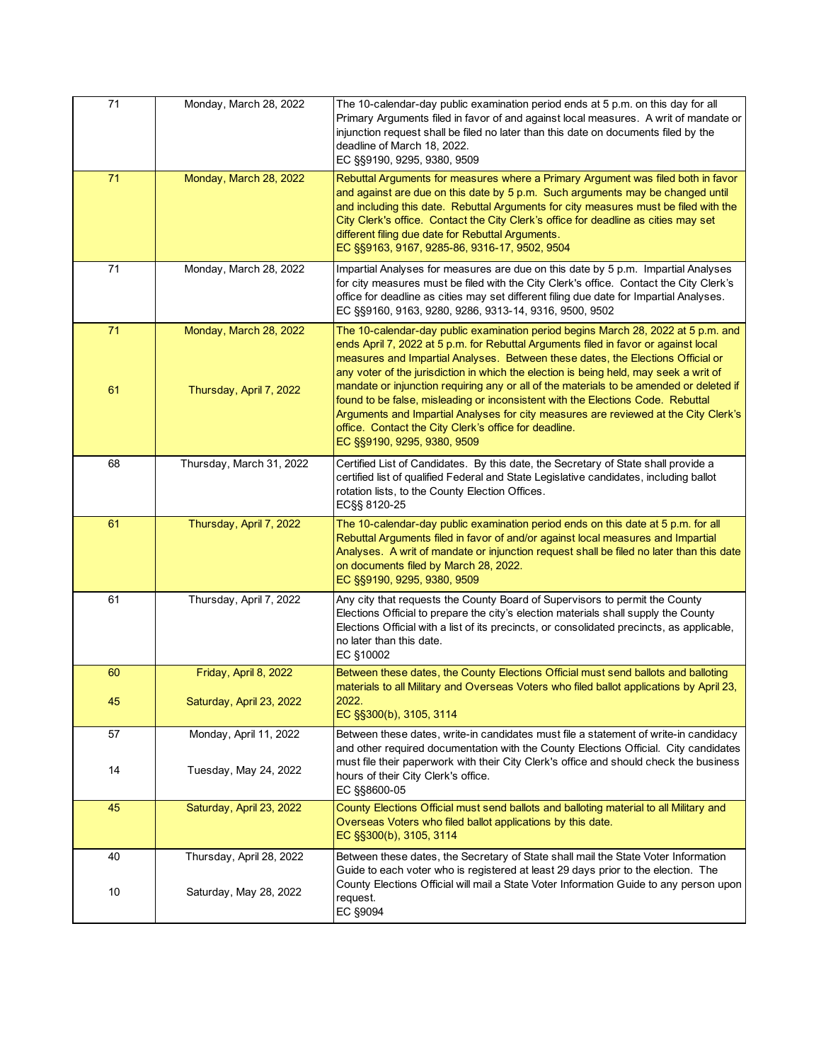| | | |
|---|---|---|
| 71 | Monday, March 28, 2022 | The 10-calendar-day public examination period ends at 5 p.m. on this day for all Primary Arguments filed in favor of and against local measures. A writ of mandate or injunction request shall be filed no later than this date on documents filed by the deadline of March 18, 2022.<br>EC §§9190, 9295, 9380, 9509 |
| 71 | Monday, March 28, 2022 | Rebuttal Arguments for measures where a Primary Argument was filed both in favor and against are due on this date by 5 p.m. Such arguments may be changed until and including this date. Rebuttal Arguments for city measures must be filed with the City Clerk's office. Contact the City Clerk's office for deadline as cities may set different filing due date for Rebuttal Arguments.<br>EC §§9163, 9167, 9285-86, 9316-17, 9502, 9504 |
| 71 | Monday, March 28, 2022 | Impartial Analyses for measures are due on this date by 5 p.m. Impartial Analyses for city measures must be filed with the City Clerk's office. Contact the City Clerk's office for deadline as cities may set different filing due date for Impartial Analyses.<br>EC §§9160, 9163, 9280, 9286, 9313-14, 9316, 9500, 9502 |
| 71<br><br>61 | Monday, March 28, 2022<br><br>Thursday, April 7, 2022 | The 10-calendar-day public examination period begins March 28, 2022 at 5 p.m. and ends April 7, 2022 at 5 p.m. for Rebuttal Arguments filed in favor or against local measures and Impartial Analyses. Between these dates, the Elections Official or any voter of the jurisdiction in which the election is being held, may seek a writ of mandate or injunction requiring any or all of the materials to be amended or deleted if found to be false, misleading or inconsistent with the Elections Code. Rebuttal Arguments and Impartial Analyses for city measures are reviewed at the City Clerk's office. Contact the City Clerk's office for deadline.<br>EC §§9190, 9295, 9380, 9509 |
| 68 | Thursday, March 31, 2022 | Certified List of Candidates. By this date, the Secretary of State shall provide a certified list of qualified Federal and State Legislative candidates, including ballot rotation lists, to the County Election Offices.<br>EC§§ 8120-25 |
| 61 | Thursday, April 7, 2022 | The 10-calendar-day public examination period ends on this date at 5 p.m. for all Rebuttal Arguments filed in favor of and/or against local measures and Impartial Analyses. A writ of mandate or injunction request shall be filed no later than this date on documents filed by March 28, 2022.<br>EC §§9190, 9295, 9380, 9509 |
| 61 | Thursday, April 7, 2022 | Any city that requests the County Board of Supervisors to permit the County Elections Official to prepare the city's election materials shall supply the County Elections Official with a list of its precincts, or consolidated precincts, as applicable, no later than this date.<br>EC §10002 |
| 60<br><br>45 | Friday, April 8, 2022<br><br>Saturday, April 23, 2022 | Between these dates, the County Elections Official must send ballots and balloting materials to all Military and Overseas Voters who filed ballot applications by April 23, 2022.<br>EC §§300(b), 3105, 3114 |
| 57<br><br>14 | Monday, April 11, 2022<br><br>Tuesday, May 24, 2022 | Between these dates, write-in candidates must file a statement of write-in candidacy and other required documentation with the County Elections Official. City candidates must file their paperwork with their City Clerk's office and should check the business hours of their City Clerk's office.<br>EC §§8600-05 |
| 45 | Saturday, April 23, 2022 | County Elections Official must send ballots and balloting material to all Military and Overseas Voters who filed ballot applications by this date.<br>EC §§300(b), 3105, 3114 |
| 40<br><br>10 | Thursday, April 28, 2022<br><br>Saturday, May 28, 2022 | Between these dates, the Secretary of State shall mail the State Voter Information Guide to each voter who is registered at least 29 days prior to the election. The County Elections Official will mail a State Voter Information Guide to any person upon request.<br>EC §9094 |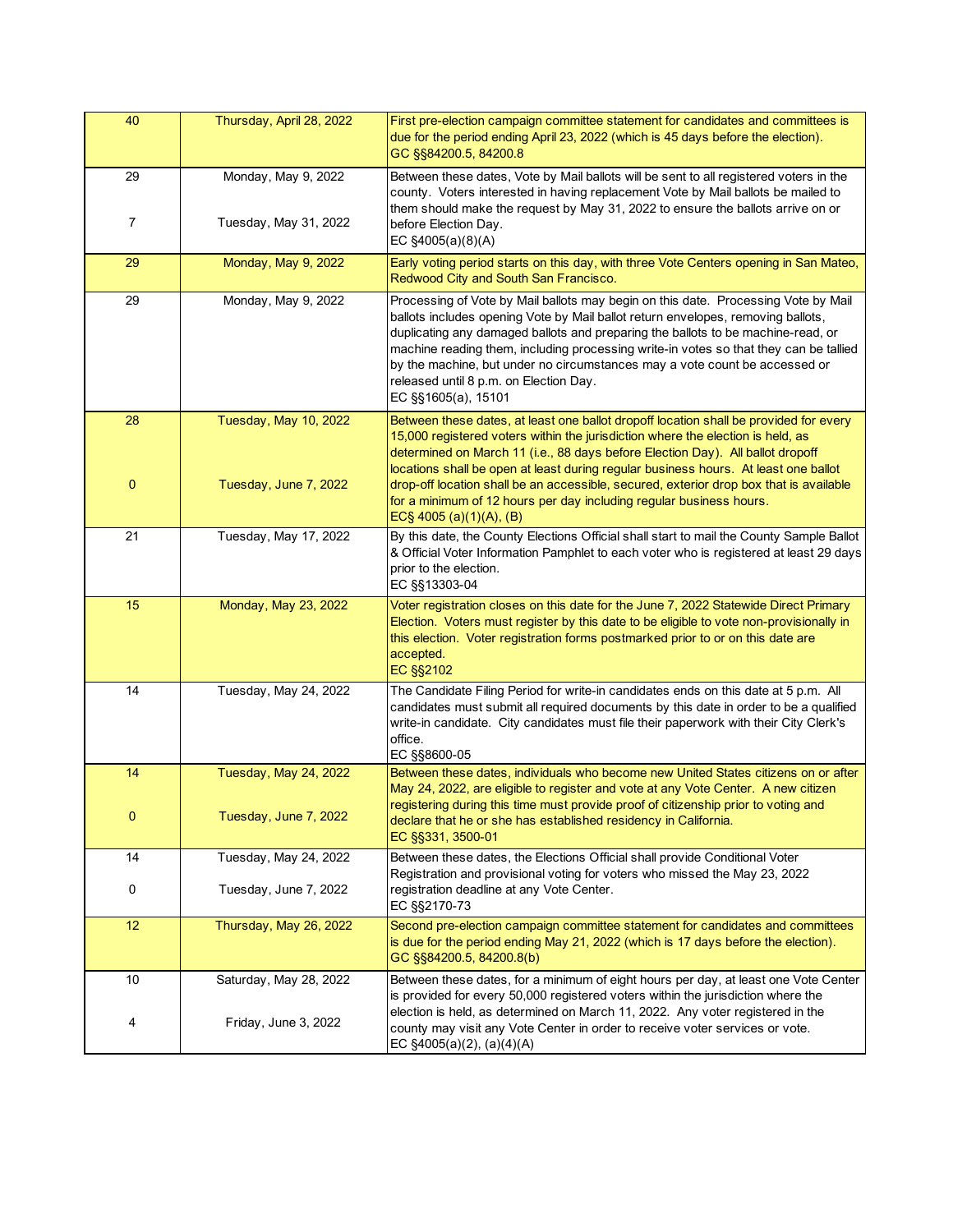| | | |
|---|---|---|
| 40 | Thursday, April 28, 2022 | First pre-election campaign committee statement for candidates and committees is due for the period ending April 23, 2022 (which is 45 days before the election). GC §§84200.5, 84200.8 |
| 29<br><br>7 | Monday, May 9, 2022<br><br>Tuesday, May 31, 2022 | Between these dates, Vote by Mail ballots will be sent to all registered voters in the county. Voters interested in having replacement Vote by Mail ballots be mailed to them should make the request by May 31, 2022 to ensure the ballots arrive on or before Election Day. EC §4005(a)(8)(A) |
| 29 | Monday, May 9, 2022 | Early voting period starts on this day, with three Vote Centers opening in San Mateo, Redwood City and South San Francisco. |
| 29 | Monday, May 9, 2022 | Processing of Vote by Mail ballots may begin on this date. Processing Vote by Mail ballots includes opening Vote by Mail ballot return envelopes, removing ballots, duplicating any damaged ballots and preparing the ballots to be machine-read, or machine reading them, including processing write-in votes so that they can be tallied by the machine, but under no circumstances may a vote count be accessed or released until 8 p.m. on Election Day. EC §§1605(a), 15101 |
| 28<br><br>0 | Tuesday, May 10, 2022<br><br>Tuesday, June 7, 2022 | Between these dates, at least one ballot dropoff location shall be provided for every 15,000 registered voters within the jurisdiction where the election is held, as determined on March 11 (i.e., 88 days before Election Day). All ballot dropoff locations shall be open at least during regular business hours. At least one ballot drop-off location shall be an accessible, secured, exterior drop box that is available for a minimum of 12 hours per day including regular business hours. EC§ 4005 (a)(1)(A), (B) |
| 21 | Tuesday, May 17, 2022 | By this date, the County Elections Official shall start to mail the County Sample Ballot & Official Voter Information Pamphlet to each voter who is registered at least 29 days prior to the election. EC §§13303-04 |
| 15 | Monday, May 23, 2022 | Voter registration closes on this date for the June 7, 2022 Statewide Direct Primary Election. Voters must register by this date to be eligible to vote non-provisionally in this election. Voter registration forms postmarked prior to or on this date are accepted. EC §§2102 |
| 14 | Tuesday, May 24, 2022 | The Candidate Filing Period for write-in candidates ends on this date at 5 p.m. All candidates must submit all required documents by this date in order to be a qualified write-in candidate. City candidates must file their paperwork with their City Clerk's office. EC §§8600-05 |
| 14<br><br>0 | Tuesday, May 24, 2022<br><br>Tuesday, June 7, 2022 | Between these dates, individuals who become new United States citizens on or after May 24, 2022, are eligible to register and vote at any Vote Center. A new citizen registering during this time must provide proof of citizenship prior to voting and declare that he or she has established residency in California. EC §§331, 3500-01 |
| 14<br><br>0 | Tuesday, May 24, 2022<br><br>Tuesday, June 7, 2022 | Between these dates, the Elections Official shall provide Conditional Voter Registration and provisional voting for voters who missed the May 23, 2022 registration deadline at any Vote Center. EC §§2170-73 |
| 12 | Thursday, May 26, 2022 | Second pre-election campaign committee statement for candidates and committees is due for the period ending May 21, 2022 (which is 17 days before the election). GC §§84200.5, 84200.8(b) |
| 10<br><br>4 | Saturday, May 28, 2022<br><br>Friday, June 3, 2022 | Between these dates, for a minimum of eight hours per day, at least one Vote Center is provided for every 50,000 registered voters within the jurisdiction where the election is held, as determined on March 11, 2022. Any voter registered in the county may visit any Vote Center in order to receive voter services or vote. EC §4005(a)(2), (a)(4)(A) |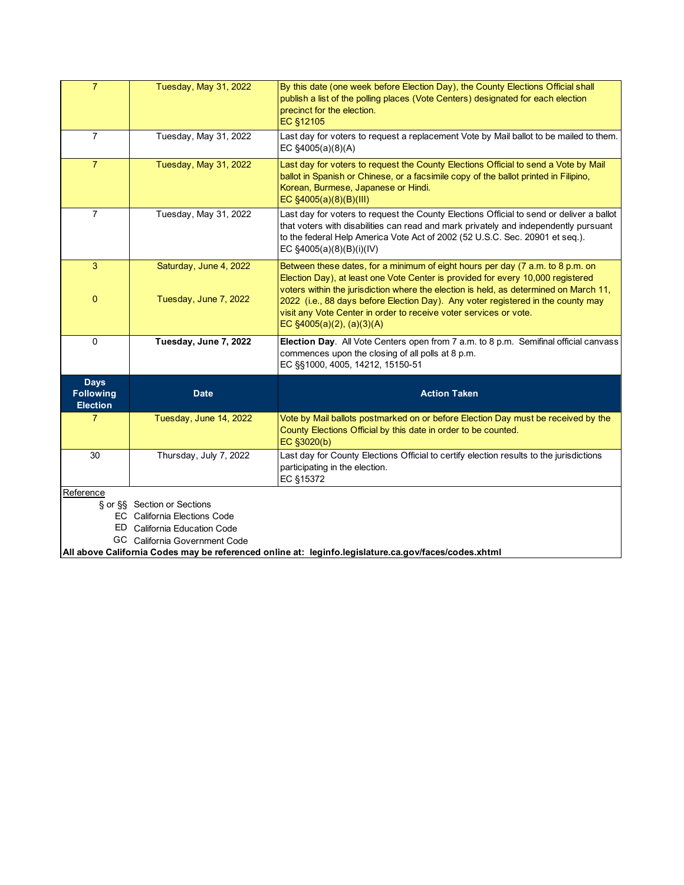| | | |
|---|---|---|
| 7 | Tuesday, May 31, 2022 | By this date (one week before Election Day), the County Elections Official shall publish a list of the polling places (Vote Centers) designated for each election precinct for the election.<br>EC §12105 |
| 7 | Tuesday, May 31, 2022 | Last day for voters to request a replacement Vote by Mail ballot to be mailed to them.<br>EC §4005(a)(8)(A) |
| 7 | Tuesday, May 31, 2022 | Last day for voters to request the County Elections Official to send a Vote by Mail ballot in Spanish or Chinese, or a facsimile copy of the ballot printed in Filipino, Korean, Burmese, Japanese or Hindi.<br>EC §4005(a)(8)(B)(III) |
| 7 | Tuesday, May 31, 2022 | Last day for voters to request the County Elections Official to send or deliver a ballot that voters with disabilities can read and mark privately and independently pursuant to the federal Help America Vote Act of 2002 (52 U.S.C. Sec. 20901 et seq.).<br>EC §4005(a)(8)(B)(i)(IV) |
| 3<br><br>0 | Saturday, June 4, 2022<br><br>Tuesday, June 7, 2022 | Between these dates, for a minimum of eight hours per day (7 a.m. to 8 p.m. on Election Day), at least one Vote Center is provided for every 10,000 registered voters within the jurisdiction where the election is held, as determined on March 11, 2022 (i.e., 88 days before Election Day). Any voter registered in the county may visit any Vote Center in order to receive voter services or vote.<br>EC §4005(a)(2), (a)(3)(A) |
| 0 | **Tuesday, June 7, 2022** | **Election Day**. All Vote Centers open from 7 a.m. to 8 p.m. Semifinal official canvass commences upon the closing of all polls at 8 p.m.<br>EC §§1000, 4005, 14212, 15150-51 |
| **Days Following Election** | **Date** | **Action Taken** |
| 7 | Tuesday, June 14, 2022 | Vote by Mail ballots postmarked on or before Election Day must be received by the County Elections Official by this date in order to be counted.<br>EC §3020(b) |
| 30 | Thursday, July 7, 2022 | Last day for County Elections Official to certify election results to the jurisdictions participating in the election.<br>EC §15372 |

Reference

- § or §§ Section or Sections
- EC California Elections Code
- ED California Education Code
- GC California Government Code

**All above California Codes may be referenced online at: leginfo.legislature.ca.gov/faces/codes.xhtml**